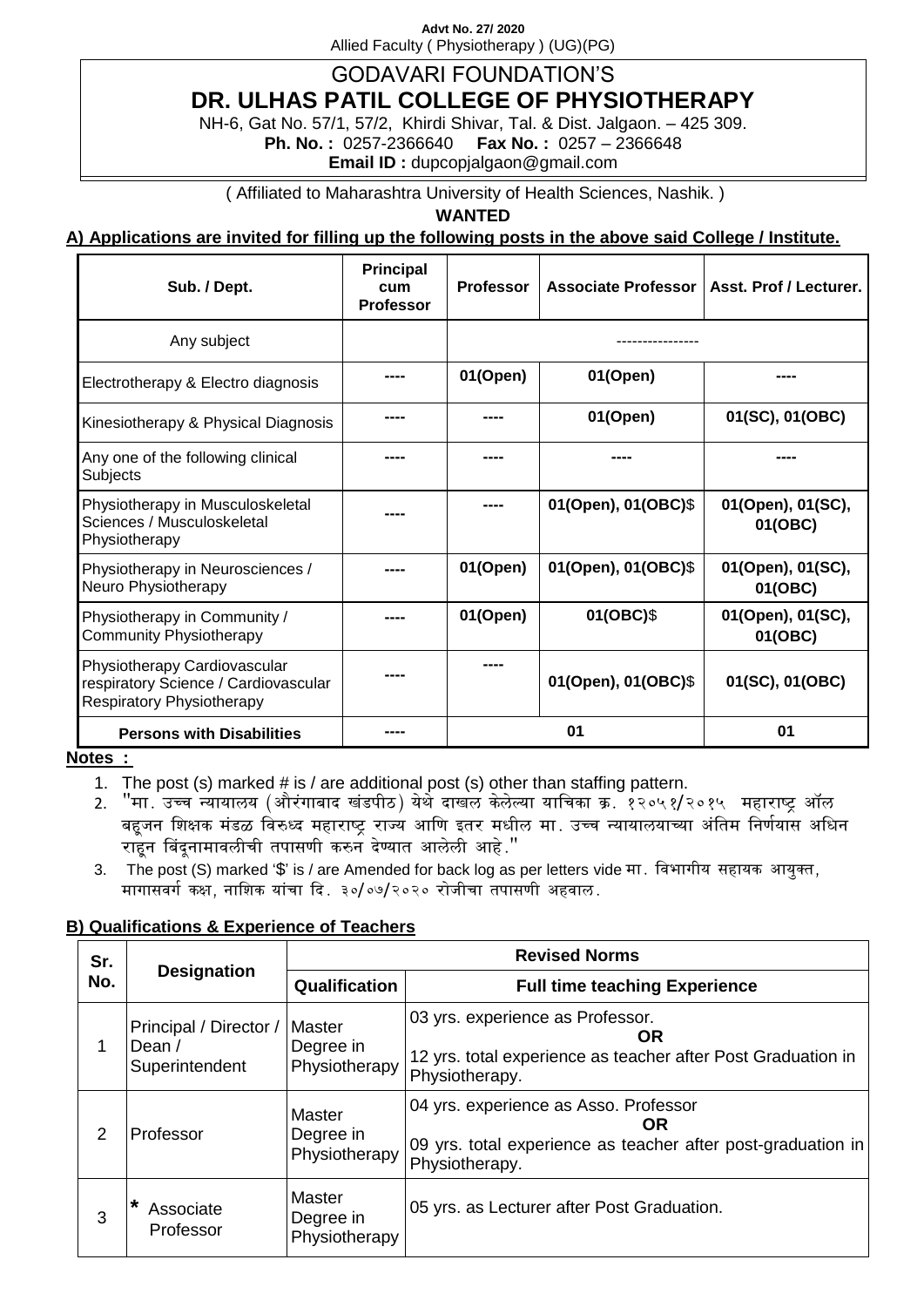**Advt No. 27/ 2020**
Allied Faculty ( Physiotherapy ) (UG)(PG)

# GODAVARI FOUNDATION'S
# DR. ULHAS PATIL COLLEGE OF PHYSIOTHERAPY

NH-6, Gat No. 57/1, 57/2, Khirdi Shivar, Tal. & Dist. Jalgaon. – 425 309.
**Ph. No. :** 0257-2366640 **Fax No. :** 0257 – 2366648
**Email ID :** dupcopjalgaon@gmail.com

( Affiliated to Maharashtra University of Health Sciences, Nashik. )

**WANTED**

## A) Applications are invited for filling up the following posts in the above said College / Institute.

| Sub. / Dept. | Principal cum Professor | Professor | Associate Professor | Asst. Prof / Lecturer. |
|---|---|---|---|---|
| Any subject | | ---------------- | | |
| Electrotherapy & Electro diagnosis | ---- | 01(Open) | 01(Open) | ---- |
| Kinesiotherapy & Physical Diagnosis | ---- | ---- | 01(Open) | 01(SC), 01(OBC) |
| Any one of the following clinical Subjects | ---- | ---- | ---- | ---- |
| Physiotherapy in Musculoskeletal Sciences / Musculoskeletal Physiotherapy | ---- | ---- | 01(Open), 01(OBC)$ | 01(Open), 01(SC), 01(OBC) |
| Physiotherapy in Neurosciences / Neuro Physiotherapy | ---- | 01(Open) | 01(Open), 01(OBC)$ | 01(Open), 01(SC), 01(OBC) |
| Physiotherapy in Community / Community Physiotherapy | ---- | 01(Open) | 01(OBC)$ | 01(Open), 01(SC), 01(OBC) |
| Physiotherapy Cardiovascular respiratory Science / Cardiovascular Respiratory Physiotherapy | ---- | ---- | 01(Open), 01(OBC)$ | 01(SC), 01(OBC) |
| **Persons with Disabilities** | ---- | 01 | | 01 |

**Notes :**

1. The post (s) marked # is / are additional post (s) other than staffing pattern.
2. "मा. उच्च न्यायालय (औरंगाबाद खंडपीठ) येथे दाखल केलेल्या याचिका क्र. १२०५१/२०१५ महाराष्ट्र ऑल बहूजन शिक्षक मंडळ विरुध्द महाराष्ट्र राज्य आणि इतर मधील मा. उच्च न्यायालयाच्या अंतिम निर्णयास अधिन राहून बिंदूनामावलीची तपासणी करुन देण्यात आलेली आहे."
3. The post (S) marked '$' is / are Amended for back log as per letters vide मा. विभागीय सहायक आयुक्त, मागासवर्ग कक्ष, नाशिक यांचा दि. ३०/०७/२०२० रोजीचा तपासणी अहवाल.

## B) Qualifications & Experience of Teachers

| Sr. No. | Designation | Revised Norms | |
|---|---|---|---|
| | | **Qualification** | **Full time teaching Experience** |
| 1 | Principal / Director / Dean / Superintendent | Master Degree in Physiotherapy | 03 yrs. experience as Professor. **OR** 12 yrs. total experience as teacher after Post Graduation in Physiotherapy. |
| 2 | Professor | Master Degree in Physiotherapy | 04 yrs. experience as Asso. Professor **OR** 09 yrs. total experience as teacher after post-graduation in Physiotherapy. |
| 3 | * Associate Professor | Master Degree in Physiotherapy | 05 yrs. as Lecturer after Post Graduation. |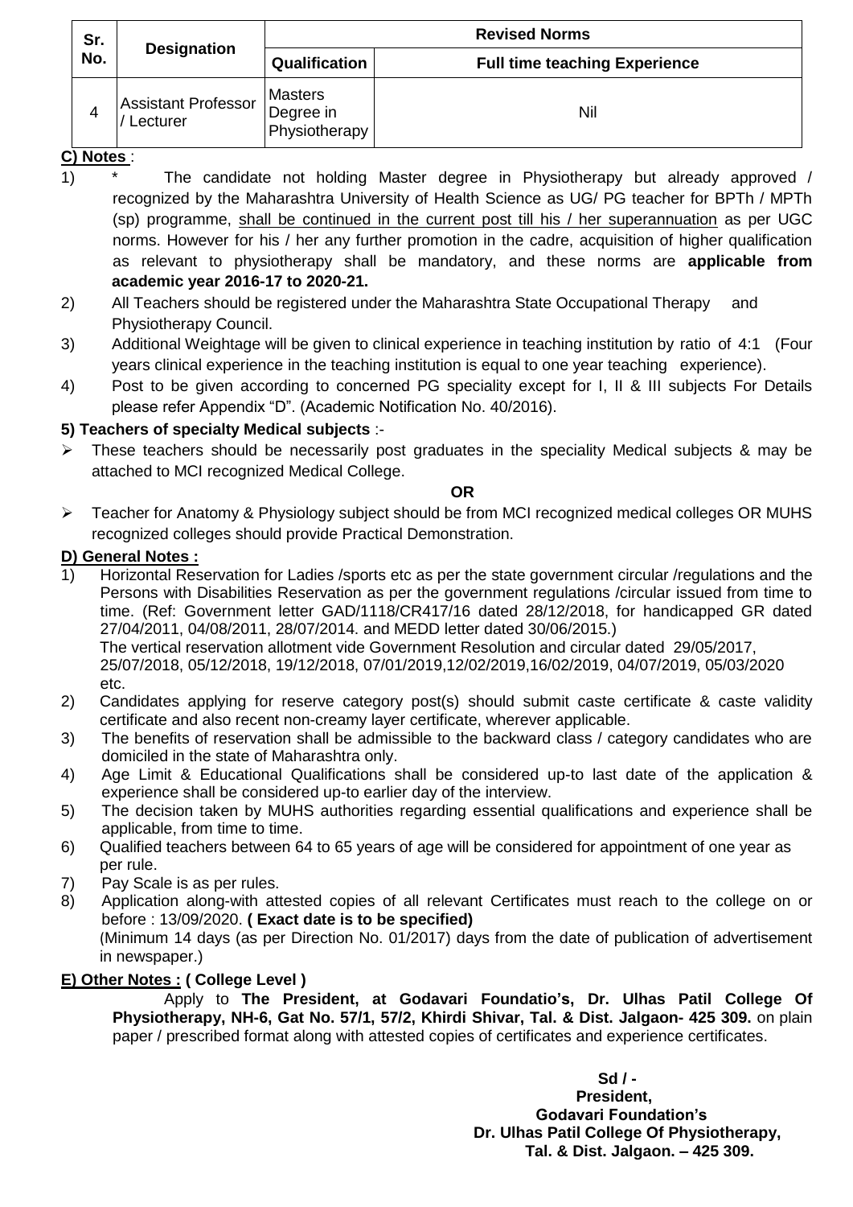| Sr. No. | Designation | Revised Norms | |
|---|---|---|---|
| | | Qualification | Full time teaching Experience |
| 4 | Assistant Professor / Lecturer | Masters Degree in Physiotherapy | Nil |

**C) Notes** :

1) * The candidate not holding Master degree in Physiotherapy but already approved / recognized by the Maharashtra University of Health Science as UG/ PG teacher for BPTh / MPTh (sp) programme, shall be continued in the current post till his / her superannuation as per UGC norms. However for his / her any further promotion in the cadre, acquisition of higher qualification as relevant to physiotherapy shall be mandatory, and these norms are **applicable from academic year 2016-17 to 2020-21.**
2) All Teachers should be registered under the Maharashtra State Occupational Therapy and Physiotherapy Council.
3) Additional Weightage will be given to clinical experience in teaching institution by ratio of 4:1 (Four years clinical experience in the teaching institution is equal to one year teaching experience).
4) Post to be given according to concerned PG speciality except for I, II & III subjects For Details please refer Appendix "D". (Academic Notification No. 40/2016).

**5) Teachers of specialty Medical subjects** :-

- These teachers should be necessarily post graduates in the speciality Medical subjects & may be attached to MCI recognized Medical College.

**OR**

- Teacher for Anatomy & Physiology subject should be from MCI recognized medical colleges OR MUHS recognized colleges should provide Practical Demonstration.

**D) General Notes :**

1) Horizontal Reservation for Ladies /sports etc as per the state government circular /regulations and the Persons with Disabilities Reservation as per the government regulations /circular issued from time to time. (Ref: Government letter GAD/1118/CR417/16 dated 28/12/2018, for handicapped GR dated 27/04/2011, 04/08/2011, 28/07/2014. and MEDD letter dated 30/06/2015.)
   The vertical reservation allotment vide Government Resolution and circular dated 29/05/2017, 25/07/2018, 05/12/2018, 19/12/2018, 07/01/2019,12/02/2019,16/02/2019, 04/07/2019, 05/03/2020 etc.
2) Candidates applying for reserve category post(s) should submit caste certificate & caste validity certificate and also recent non-creamy layer certificate, wherever applicable.
3) The benefits of reservation shall be admissible to the backward class / category candidates who are domiciled in the state of Maharashtra only.
4) Age Limit & Educational Qualifications shall be considered up-to last date of the application & experience shall be considered up-to earlier day of the interview.
5) The decision taken by MUHS authorities regarding essential qualifications and experience shall be applicable, from time to time.
6) Qualified teachers between 64 to 65 years of age will be considered for appointment of one year as per rule.
7) Pay Scale is as per rules.
8) Application along-with attested copies of all relevant Certificates must reach to the college on or before : 13/09/2020. **( Exact date is to be specified)**
   (Minimum 14 days (as per Direction No. 01/2017) days from the date of publication of advertisement in newspaper.)

**E) Other Notes : ( College Level )**

Apply to **The President, at Godavari Foundatio's, Dr. Ulhas Patil College Of Physiotherapy, NH-6, Gat No. 57/1, 57/2, Khirdi Shivar, Tal. & Dist. Jalgaon- 425 309.** on plain paper / prescribed format along with attested copies of certificates and experience certificates.

**Sd / -**
**President,**
**Godavari Foundation's**
**Dr. Ulhas Patil College Of Physiotherapy,**
**Tal. & Dist. Jalgaon. – 425 309.**